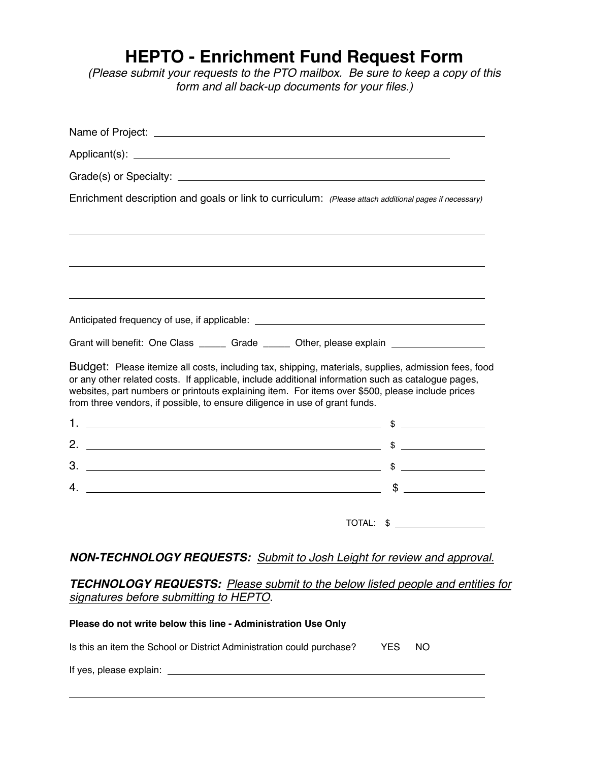# HEPTO - Enrichment Fund Request Form

*(Please submit your requests to the PTO mailbox. Be sure to keep a copy of this form and all back-up documents for your files.)*

Name of Project: ______________________________________________

Applicant(s): ______________________________________________

Grade(s) or Specialty: ______________________________________________

Enrichment description and goals or link to curriculum: *(Please attach additional pages if necessary)*

______________________________________________

______________________________________________

______________________________________________

Anticipated frequency of use, if applicable: ______________________________________________

Grant will benefit: One Class _____ Grade _____ Other, please explain ____________

Budget: Please itemize all costs, including tax, shipping, materials, supplies, admission fees, food or any other related costs. If applicable, include additional information such as catalogue pages, websites, part numbers or printouts explaining item. For items over $500, please include prices from three vendors, if possible, to ensure diligence in use of grant funds.

1. ______________________________________________ $ ____________
2. ______________________________________________ $ ____________
3. ______________________________________________ $ ____________
4. ______________________________________________ $ ____________

TOTAL: $ ____________

***NON-TECHNOLOGY REQUESTS:*** *Submit to Josh Leight for review and approval.*

***TECHNOLOGY REQUESTS:*** *Please submit to the below listed people and entities for signatures before submitting to HEPTO*.

**Please do not write below this line - Administration Use Only**

Is this an item the School or District Administration could purchase? YES NO

If yes, please explain: ______________________________________________

______________________________________________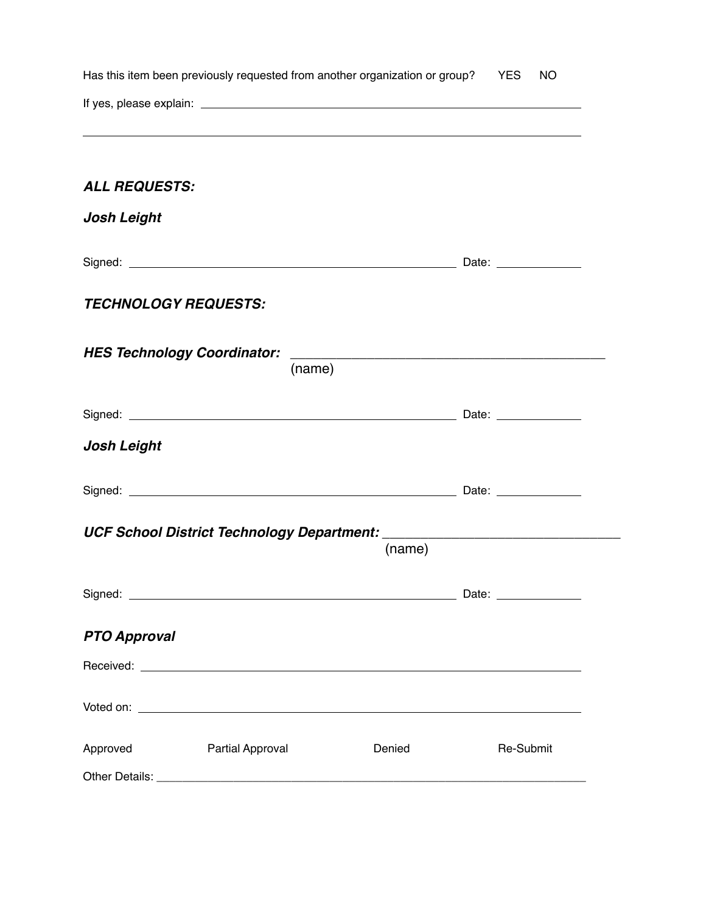Has this item been previously requested from another organization or group? YES NO

If yes, please explain: ______________________________________________________________

______________________________________________________________

***ALL REQUESTS:***

***Josh Leight***

Signed: ____________________________________________ Date: ____________

***TECHNOLOGY REQUESTS:***

***HES Technology Coordinator:*** ____________________________________________
(name)

Signed: ____________________________________________ Date: ____________

***Josh Leight***

Signed: ____________________________________________ Date: ____________

***UCF School District Technology Department:*** ________________________________
(name)

Signed: ____________________________________________ Date: ____________

***PTO Approval***

Received: ______________________________________________________________

Voted on: ______________________________________________________________

Approved     Partial Approval     Denied     Re-Submit

Other Details: ______________________________________________________________